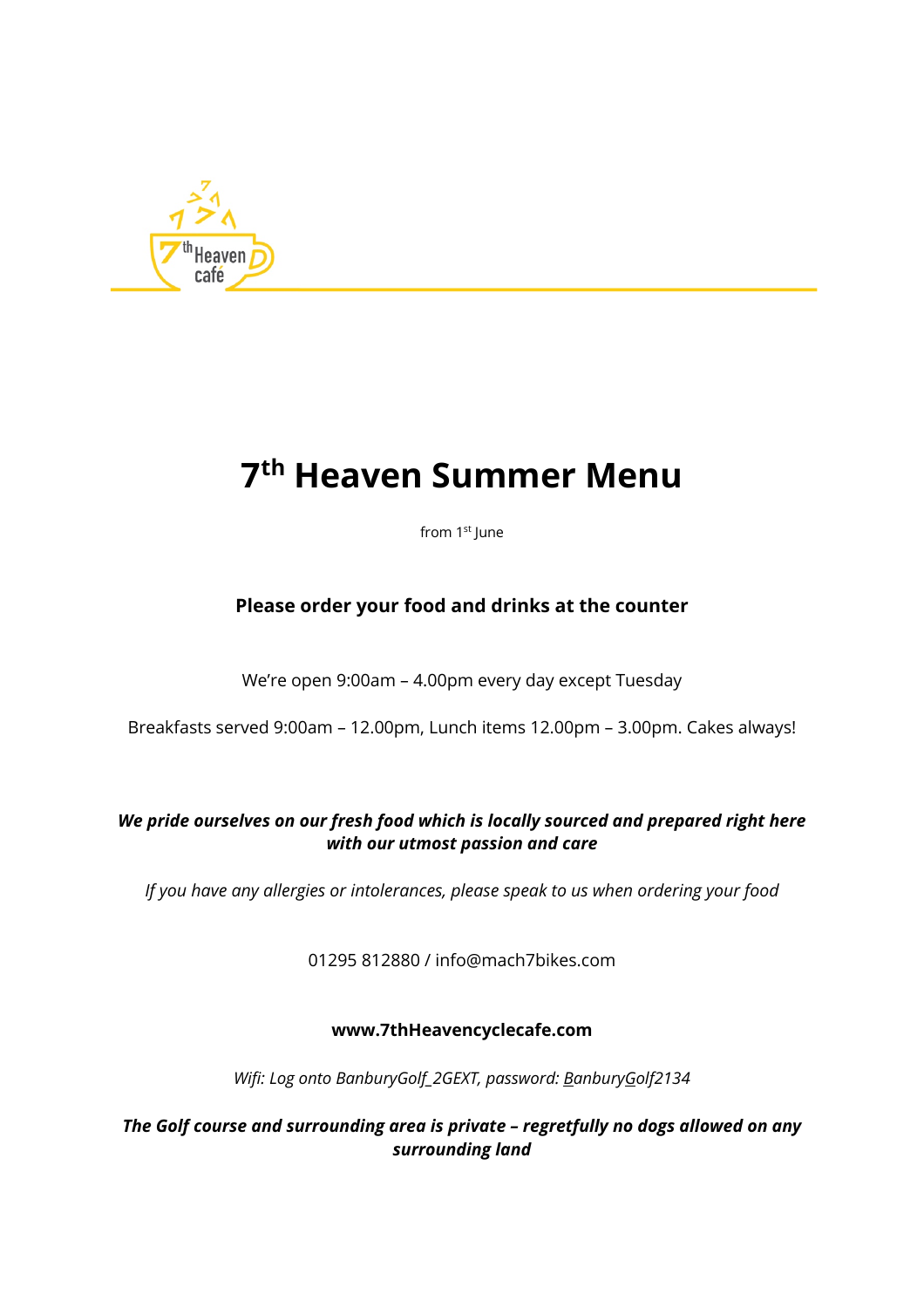# 7th Heaven Summer Menu

from 1st June

**Please order your food and drinks at the counter**

We're open 9:00am – 4.00pm every day except Tuesday

Breakfasts served 9:00am – 12.00pm, Lunch items 12.00pm – 3.00pm. Cakes always!

***We pride ourselves on our fresh food which is locally sourced and prepared right here with our utmost passion and care***

*If you have any allergies or intolerances, please speak to us when ordering your food*

01295 812880 / info@mach7bikes.com

**www.7thHeavencyclecafe.com**

*Wifi: Log onto BanburyGolf_2GEXT, password: BanburyGolf2134*

***The Golf course and surrounding area is private – regretfully no dogs allowed on any surrounding land***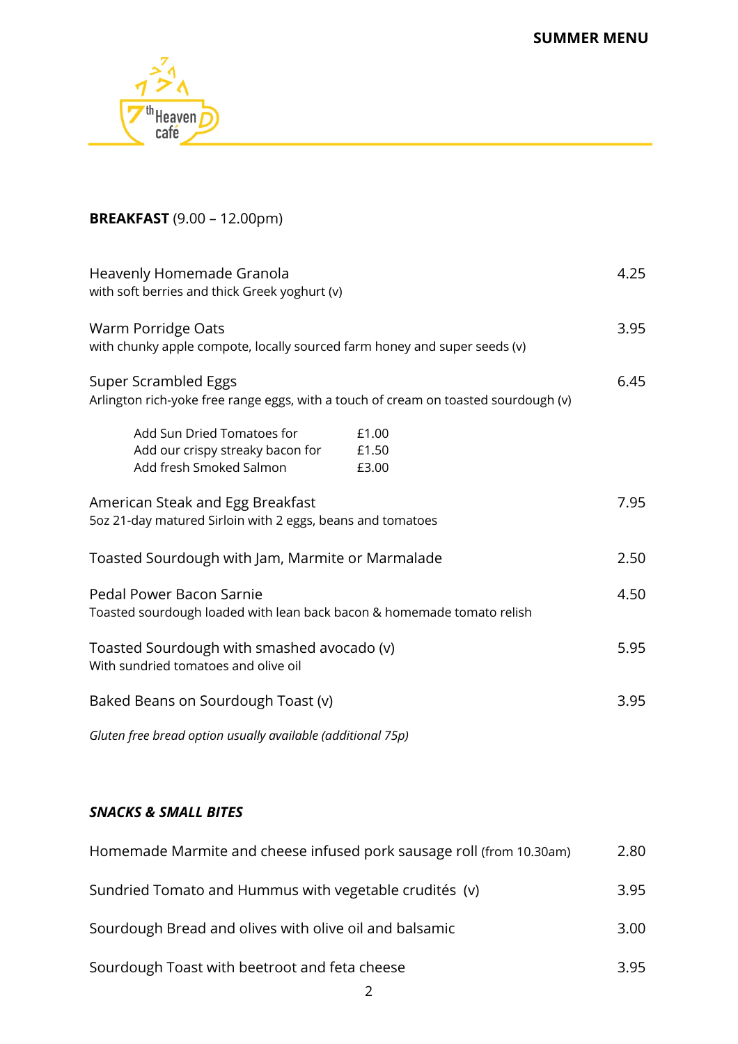**SUMMER MENU**

7th Heaven café

**BREAKFAST** (9.00 – 12.00pm)

| Item | Price |
|---|---|
| Heavenly Homemade Granola<br>with soft berries and thick Greek yoghurt (v) | 4.25 |
| Warm Porridge Oats<br>with chunky apple compote, locally sourced farm honey and super seeds (v) | 3.95 |
| Super Scrambled Eggs<br>Arlington rich-yoke free range eggs, with a touch of cream on toasted sourdough (v) | 6.45 |

| Add-on | Price |
|---|---|
| Add Sun Dried Tomatoes for | £1.00 |
| Add our crispy streaky bacon for | £1.50 |
| Add fresh Smoked Salmon | £3.00 |

| Item | Price |
|---|---|
| American Steak and Egg Breakfast<br>5oz 21-day matured Sirloin with 2 eggs, beans and tomatoes | 7.95 |
| Toasted Sourdough with Jam, Marmite or Marmalade | 2.50 |
| Pedal Power Bacon Sarnie<br>Toasted sourdough loaded with lean back bacon & homemade tomato relish | 4.50 |
| Toasted Sourdough with smashed avocado (v)<br>With sundried tomatoes and olive oil | 5.95 |
| Baked Beans on Sourdough Toast (v) | 3.95 |

*Gluten free bread option usually available (additional 75p)*

***SNACKS & SMALL BITES***

| Item | Price |
|---|---|
| Homemade Marmite and cheese infused pork sausage roll (from 10.30am) | 2.80 |
| Sundried Tomato and Hummus with vegetable crudités (v) | 3.95 |
| Sourdough Bread and olives with olive oil and balsamic | 3.00 |
| Sourdough Toast with beetroot and feta cheese | 3.95 |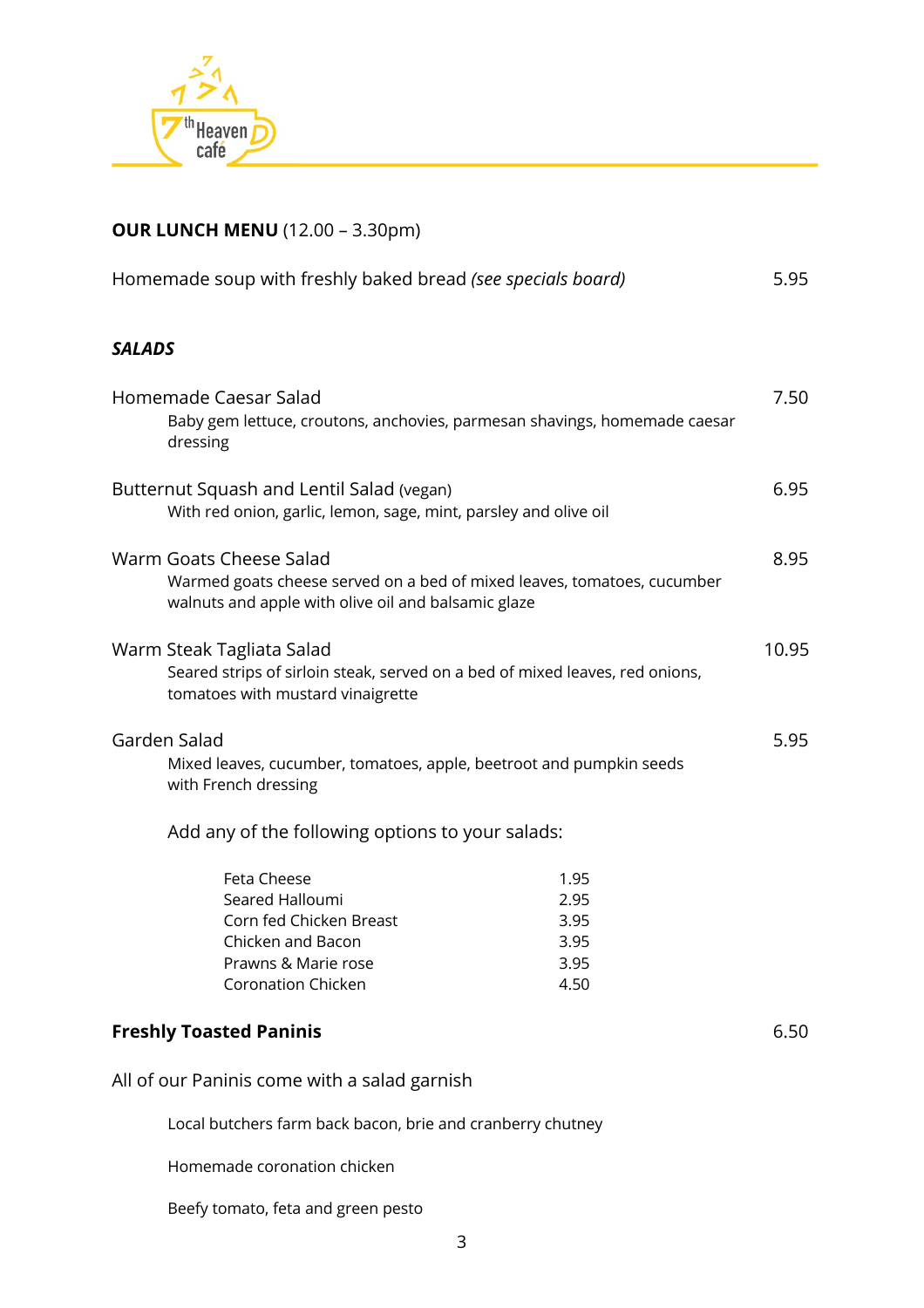7th Heaven café

**OUR LUNCH MENU** (12.00 – 3.30pm)

Homemade soup with freshly baked bread *(see specials board)* 5.95

***SALADS***

Homemade Caesar Salad 7.50
Baby gem lettuce, croutons, anchovies, parmesan shavings, homemade caesar dressing

Butternut Squash and Lentil Salad (vegan) 6.95
With red onion, garlic, lemon, sage, mint, parsley and olive oil

Warm Goats Cheese Salad 8.95
Warmed goats cheese served on a bed of mixed leaves, tomatoes, cucumber walnuts and apple with olive oil and balsamic glaze

Warm Steak Tagliata Salad 10.95
Seared strips of sirloin steak, served on a bed of mixed leaves, red onions, tomatoes with mustard vinaigrette

Garden Salad 5.95
Mixed leaves, cucumber, tomatoes, apple, beetroot and pumpkin seeds with French dressing

Add any of the following options to your salads:

| Option | Price |
|---|---|
| Feta Cheese | 1.95 |
| Seared Halloumi | 2.95 |
| Corn fed Chicken Breast | 3.95 |
| Chicken and Bacon | 3.95 |
| Prawns & Marie rose | 3.95 |
| Coronation Chicken | 4.50 |

**Freshly Toasted Paninis** 6.50

All of our Paninis come with a salad garnish

Local butchers farm back bacon, brie and cranberry chutney

Homemade coronation chicken

Beefy tomato, feta and green pesto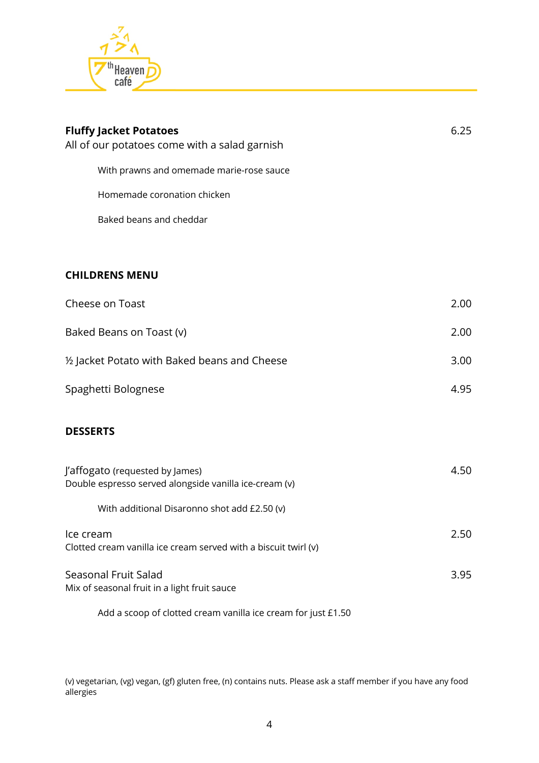**Fluffy Jacket Potatoes** 6.25

All of our potatoes come with a salad garnish

With prawns and omemade marie-rose sauce

Homemade coronation chicken

Baked beans and cheddar

## CHILDRENS MENU

| | |
|---|---|
| Cheese on Toast | 2.00 |
| Baked Beans on Toast (v) | 2.00 |
| ½ Jacket Potato with Baked beans and Cheese | 3.00 |
| Spaghetti Bolognese | 4.95 |

## DESSERTS

J'affogato (requested by James) 4.50

Double espresso served alongside vanilla ice-cream (v)

With additional Disaronno shot add £2.50 (v)

Ice cream 2.50

Clotted cream vanilla ice cream served with a biscuit twirl (v)

Seasonal Fruit Salad 3.95

Mix of seasonal fruit in a light fruit sauce

Add a scoop of clotted cream vanilla ice cream for just £1.50

(v) vegetarian, (vg) vegan, (gf) gluten free, (n) contains nuts. Please ask a staff member if you have any food allergies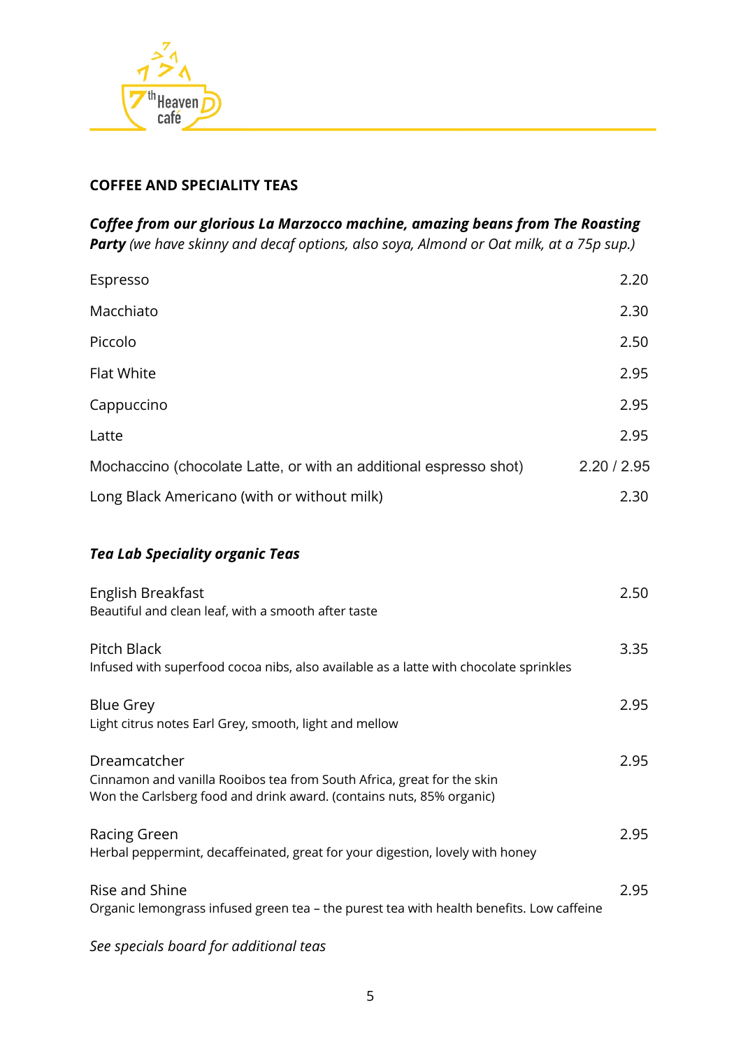## COFFEE AND SPECIALITY TEAS

***Coffee from our glorious La Marzocco machine, amazing beans from The Roasting Party*** *(we have skinny and decaf options, also soya, Almond or Oat milk, at a 75p sup.)*

| | |
|---|---|
| Espresso | 2.20 |
| Macchiato | 2.30 |
| Piccolo | 2.50 |
| Flat White | 2.95 |
| Cappuccino | 2.95 |
| Latte | 2.95 |
| Mochaccino (chocolate Latte, or with an additional espresso shot) | 2.20 / 2.95 |
| Long Black Americano (with or without milk) | 2.30 |

### *Tea Lab Speciality organic Teas*

English Breakfast — 2.50
Beautiful and clean leaf, with a smooth after taste

Pitch Black — 3.35
Infused with superfood cocoa nibs, also available as a latte with chocolate sprinkles

Blue Grey — 2.95
Light citrus notes Earl Grey, smooth, light and mellow

Dreamcatcher — 2.95
Cinnamon and vanilla Rooibos tea from South Africa, great for the skin
Won the Carlsberg food and drink award. (contains nuts, 85% organic)

Racing Green — 2.95
Herbal peppermint, decaffeinated, great for your digestion, lovely with honey

Rise and Shine — 2.95
Organic lemongrass infused green tea – the purest tea with health benefits. Low caffeine

*See specials board for additional teas*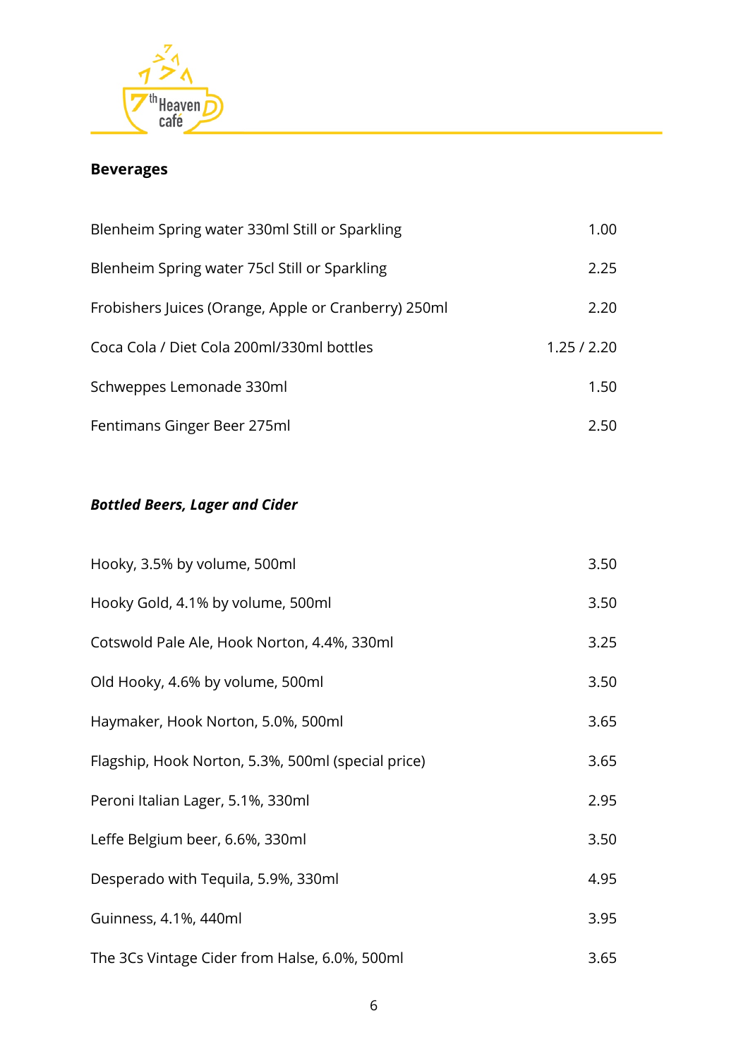7th Heaven café

## Beverages

| Item | Price |
| --- | --- |
| Blenheim Spring water 330ml Still or Sparkling | 1.00 |
| Blenheim Spring water 75cl Still or Sparkling | 2.25 |
| Frobishers Juices (Orange, Apple or Cranberry) 250ml | 2.20 |
| Coca Cola / Diet Cola 200ml/330ml bottles | 1.25 / 2.20 |
| Schweppes Lemonade 330ml | 1.50 |
| Fentimans Ginger Beer 275ml | 2.50 |

### ***Bottled Beers, Lager and Cider***

| Item | Price |
| --- | --- |
| Hooky, 3.5% by volume, 500ml | 3.50 |
| Hooky Gold, 4.1% by volume, 500ml | 3.50 |
| Cotswold Pale Ale, Hook Norton, 4.4%, 330ml | 3.25 |
| Old Hooky, 4.6% by volume, 500ml | 3.50 |
| Haymaker, Hook Norton, 5.0%, 500ml | 3.65 |
| Flagship, Hook Norton, 5.3%, 500ml (special price) | 3.65 |
| Peroni Italian Lager, 5.1%, 330ml | 2.95 |
| Leffe Belgium beer, 6.6%, 330ml | 3.50 |
| Desperado with Tequila, 5.9%, 330ml | 4.95 |
| Guinness, 4.1%, 440ml | 3.95 |
| The 3Cs Vintage Cider from Halse, 6.0%, 500ml | 3.65 |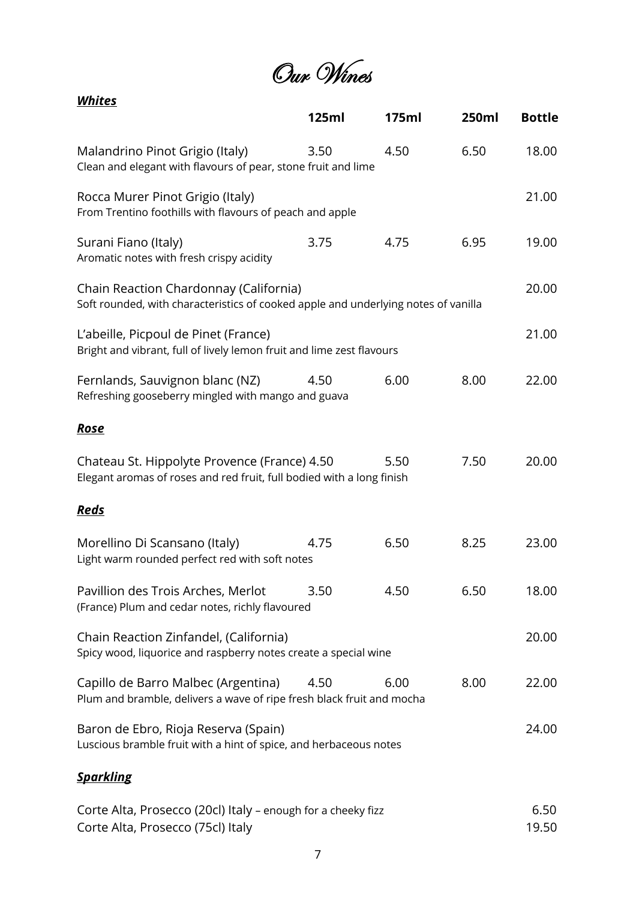# Our Wines

## *Whites*

| | 125ml | 175ml | 250ml | Bottle |
|---|---|---|---|---|
| Malandrino Pinot Grigio (Italy)<br>Clean and elegant with flavours of pear, stone fruit and lime | 3.50 | 4.50 | 6.50 | 18.00 |
| Rocca Murer Pinot Grigio (Italy)<br>From Trentino foothills with flavours of peach and apple | | | | 21.00 |
| Surani Fiano (Italy)<br>Aromatic notes with fresh crispy acidity | 3.75 | 4.75 | 6.95 | 19.00 |
| Chain Reaction Chardonnay (California)<br>Soft rounded, with characteristics of cooked apple and underlying notes of vanilla | | | | 20.00 |
| L'abeille, Picpoul de Pinet (France)<br>Bright and vibrant, full of lively lemon fruit and lime zest flavours | | | | 21.00 |
| Fernlands, Sauvignon blanc (NZ)<br>Refreshing gooseberry mingled with mango and guava | 4.50 | 6.00 | 8.00 | 22.00 |

## *Rose*

| | 125ml | 175ml | 250ml | Bottle |
|---|---|---|---|---|
| Chateau St. Hippolyte Provence (France)<br>Elegant aromas of roses and red fruit, full bodied with a long finish | 4.50 | 5.50 | 7.50 | 20.00 |

## *Reds*

| | 125ml | 175ml | 250ml | Bottle |
|---|---|---|---|---|
| Morellino Di Scansano (Italy)<br>Light warm rounded perfect red with soft notes | 4.75 | 6.50 | 8.25 | 23.00 |
| Pavillion des Trois Arches, Merlot<br>(France) Plum and cedar notes, richly flavoured | 3.50 | 4.50 | 6.50 | 18.00 |
| Chain Reaction Zinfandel, (California)<br>Spicy wood, liquorice and raspberry notes create a special wine | | | | 20.00 |
| Capillo de Barro Malbec (Argentina)<br>Plum and bramble, delivers a wave of ripe fresh black fruit and mocha | 4.50 | 6.00 | 8.00 | 22.00 |
| Baron de Ebro, Rioja Reserva (Spain)<br>Luscious bramble fruit with a hint of spice, and herbaceous notes | | | | 24.00 |

## *Sparkling*

| | Bottle |
|---|---|
| Corte Alta, Prosecco (20cl) Italy – enough for a cheeky fizz | 6.50 |
| Corte Alta, Prosecco (75cl) Italy | 19.50 |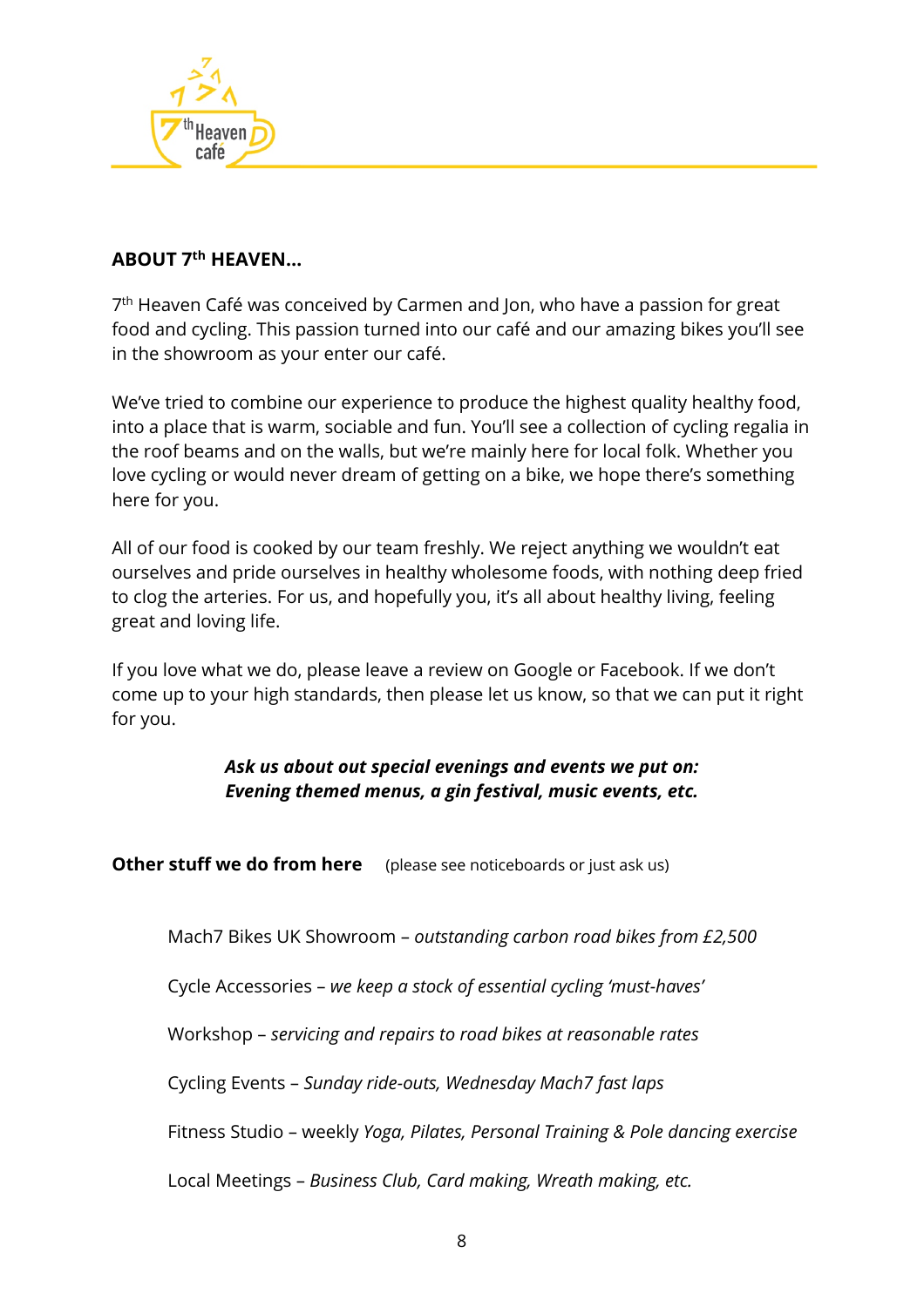## ABOUT 7th HEAVEN…

7th Heaven Café was conceived by Carmen and Jon, who have a passion for great food and cycling. This passion turned into our café and our amazing bikes you'll see in the showroom as your enter our café.

We've tried to combine our experience to produce the highest quality healthy food, into a place that is warm, sociable and fun. You'll see a collection of cycling regalia in the roof beams and on the walls, but we're mainly here for local folk. Whether you love cycling or would never dream of getting on a bike, we hope there's something here for you.

All of our food is cooked by our team freshly. We reject anything we wouldn't eat ourselves and pride ourselves in healthy wholesome foods, with nothing deep fried to clog the arteries. For us, and hopefully you, it's all about healthy living, feeling great and loving life.

If you love what we do, please leave a review on Google or Facebook. If we don't come up to your high standards, then please let us know, so that we can put it right for you.

***Ask us about out special evenings and events we put on:***
***Evening themed menus, a gin festival, music events, etc.***

**Other stuff we do from here** (please see noticeboards or just ask us)

Mach7 Bikes UK Showroom – *outstanding carbon road bikes from £2,500*

Cycle Accessories – *we keep a stock of essential cycling 'must-haves'*

Workshop – *servicing and repairs to road bikes at reasonable rates*

Cycling Events – *Sunday ride-outs, Wednesday Mach7 fast laps*

Fitness Studio – weekly *Yoga, Pilates, Personal Training & Pole dancing exercise*

Local Meetings – *Business Club, Card making, Wreath making, etc.*